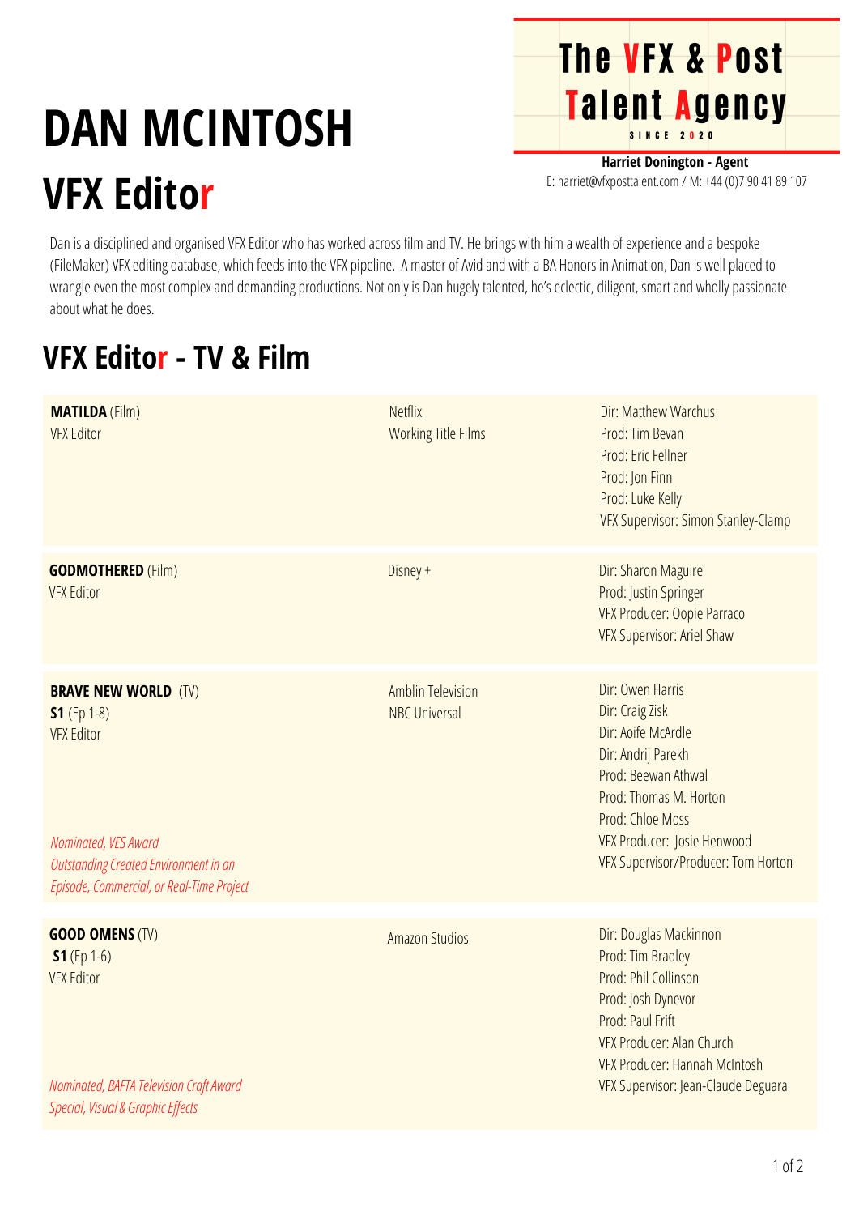# DAN MCINTOSH

## VFX Editor

**The VFX & Post Talent Agency**
SINCE 2020

**Harriet Donington - Agent**
E: harriet@vfxposttalent.com / M: +44 (0)7 90 41 89 107

Dan is a disciplined and organised VFX Editor who has worked across film and TV. He brings with him a wealth of experience and a bespoke (FileMaker) VFX editing database, which feeds into the VFX pipeline. A master of Avid and with a BA Honors in Animation, Dan is well placed to wrangle even the most complex and demanding productions. Not only is Dan hugely talented, he's eclectic, diligent, smart and wholly passionate about what he does.

## VFX Editor - TV & Film

| Production | Company | Credits |
| --- | --- | --- |
| **MATILDA** (Film)<br>VFX Editor | Netflix<br>Working Title Films | Dir: Matthew Warchus<br>Prod: Tim Bevan<br>Prod: Eric Fellner<br>Prod: Jon Finn<br>Prod: Luke Kelly<br>VFX Supervisor: Simon Stanley-Clamp |
| **GODMOTHERED** (Film)<br>VFX Editor | Disney + | Dir: Sharon Maguire<br>Prod: Justin Springer<br>VFX Producer: Oopie Parraco<br>VFX Supervisor: Ariel Shaw |
| **BRAVE NEW WORLD** (TV)<br>**S1** (Ep 1-8)<br>VFX Editor<br>*Nominated, VES Award*<br>*Outstanding Created Environment in an Episode, Commercial, or Real-Time Project* | Amblin Television<br>NBC Universal | Dir: Owen Harris<br>Dir: Craig Zisk<br>Dir: Aoife McArdle<br>Dir: Andrij Parekh<br>Prod: Beewan Athwal<br>Prod: Thomas M. Horton<br>Prod: Chloe Moss<br>VFX Producer: Josie Henwood<br>VFX Supervisor/Producer: Tom Horton |
| **GOOD OMENS** (TV)<br>**S1** (Ep 1-6)<br>VFX Editor<br>*Nominated, BAFTA Television Craft Award*<br>*Special, Visual & Graphic Effects* | Amazon Studios | Dir: Douglas Mackinnon<br>Prod: Tim Bradley<br>Prod: Phil Collinson<br>Prod: Josh Dynevor<br>Prod: Paul Frift<br>VFX Producer: Alan Church<br>VFX Producer: Hannah McIntosh<br>VFX Supervisor: Jean-Claude Deguara |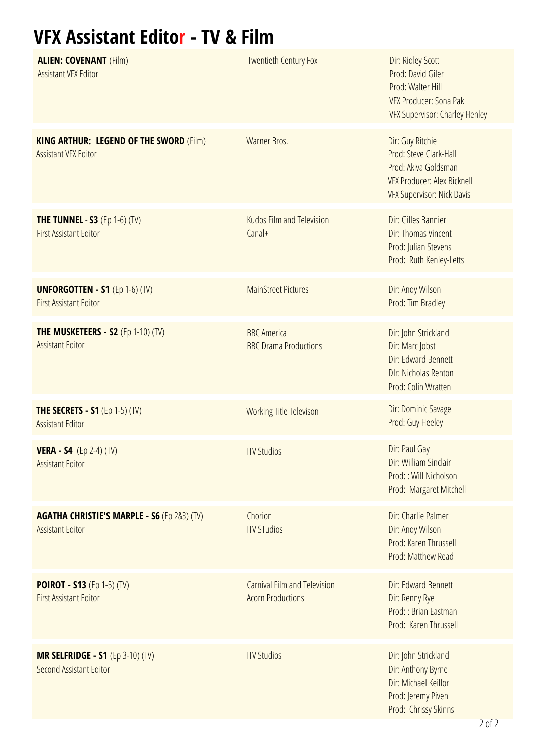# VFX Assistant Editor - TV & Film

| | | |
|---|---|---|
| **ALIEN: COVENANT** (Film)<br>Assistant VFX Editor | Twentieth Century Fox | Dir: Ridley Scott<br>Prod: David Giler<br>Prod: Walter Hill<br>VFX Producer: Sona Pak<br>VFX Supervisor: Charley Henley |
| **KING ARTHUR: LEGEND OF THE SWORD** (Film)<br>Assistant VFX Editor | Warner Bros. | Dir: Guy Ritchie<br>Prod: Steve Clark-Hall<br>Prod: Akiva Goldsman<br>VFX Producer: Alex Bicknell<br>VFX Supervisor: Nick Davis |
| **THE TUNNEL** - **S3** (Ep 1-6) (TV)<br>First Assistant Editor | Kudos Film and Television<br>Canal+ | Dir: Gilles Bannier<br>Dir: Thomas Vincent<br>Prod: Julian Stevens<br>Prod: Ruth Kenley-Letts |
| **UNFORGOTTEN - S1** (Ep 1-6) (TV)<br>First Assistant Editor | MainStreet Pictures | Dir: Andy Wilson<br>Prod: Tim Bradley |
| **THE MUSKETEERS - S2** (Ep 1-10) (TV)<br>Assistant Editor | BBC America<br>BBC Drama Productions | Dir: John Strickland<br>Dir: Marc Jobst<br>Dir: Edward Bennett<br>DIr: Nicholas Renton<br>Prod: Colin Wratten |
| **THE SECRETS - S1** (Ep 1-5) (TV)<br>Assistant Editor | Working Title Televison | Dir: Dominic Savage<br>Prod: Guy Heeley |
| **VERA - S4** (Ep 2-4) (TV)<br>Assistant Editor | ITV Studios | Dir: Paul Gay<br>Dir: William Sinclair<br>Prod: : Will Nicholson<br>Prod: Margaret Mitchell |
| **AGATHA CHRISTIE'S MARPLE - S6** (Ep 2&3) (TV)<br>Assistant Editor | Chorion<br>ITV STudios | Dir: Charlie Palmer<br>Dir: Andy Wilson<br>Prod: Karen Thrussell<br>Prod: Matthew Read |
| **POIROT - S13** (Ep 1-5) (TV)<br>First Assistant Editor | Carnival Film and Television<br>Acorn Productions | Dir: Edward Bennett<br>Dir: Renny Rye<br>Prod: : Brian Eastman<br>Prod: Karen Thrussell |
| **MR SELFRIDGE - S1** (Ep 3-10) (TV)<br>Second Assistant Editor | ITV Studios | Dir: John Strickland<br>Dir: Anthony Byrne<br>Dir: Michael Keillor<br>Prod: Jeremy Piven<br>Prod: Chrissy Skinns |